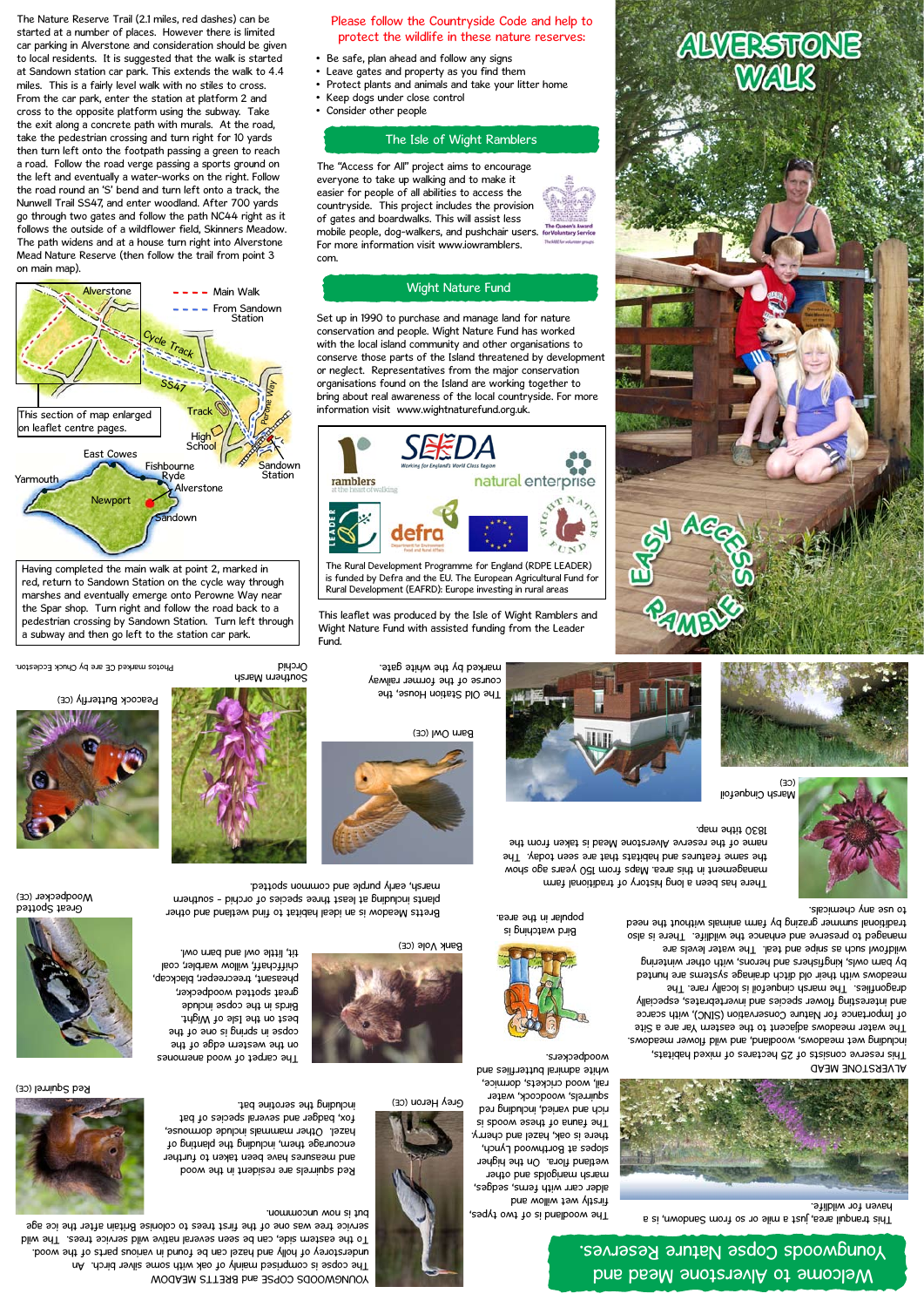# ALVERSTONE WALK

## EASY ACCESS RAMBLE

The Nature Reserve Trail (2.1 miles, red dashes) can be started at a number of places. However there is limited car parking in Alverstone and consideration should be given to local residents. It is suggested that the walk is started at Sandown station car park. This extends the walk to 4.4 miles. This is a fairly level walk with no stiles to cross. From the car park, enter the station at platform 2 and cross to the opposite platform using the subway. Take the exit along a concrete path with murals. At the road, take the pedestrian crossing and turn right for 10 yards then turn left onto the footpath passing a green to reach a road. Follow the road verge passing a sports ground on the left and eventually a water-works on the right. Follow the road round an 'S' bend and turn left onto a track, the Nunwell Trail SS47, and enter woodland. After 700 yards go through two gates and follow the path NC44 right as it follows the outside of a wildflower field, Skinners Meadow. The path widens and at a house turn right into Alverstone Mead Nature Reserve (then follow the trail from point 3 on main map).

Map labels: Alverstone; Cycle Track; SS47; Track; Perowne Way; High School; Sandown Station; Main Walk; From Sandown Station; This section of map enlarged on leaflet centre pages. East Cowes; Fishbourne; Ryde; Yarmouth; Newport; Alverstone; Sandown

Having completed the main walk at point 2, marked in red, return to Sandown Station on the cycle way through marshes and eventually emerge onto Perowne Way near the Spar shop. Turn right and follow the road back to a pedestrian crossing by Sandown Station. Turn left through a subway and then go left to the station car park.

**Please follow the Countryside Code and help to protect the wildlife in these nature reserves:**

- Be safe, plan ahead and follow any signs
- Leave gates and property as you find them
- Protect plants and animals and take your litter home
- Keep dogs under close control
- Consider other people

## The Isle of Wight Ramblers

The "Access for All" project aims to encourage everyone to take up walking and to make it easier for people of all abilities to access the countryside. This project includes the provision of gates and boardwalks. This will assist less mobile people, dog-walkers, and pushchair users. For more information visit www.iowramblers.com.

The Queen's Award for Voluntary Service

## Wight Nature Fund

Set up in 1990 to purchase and manage land for nature conservation and people. Wight Nature Fund has worked with the local island community and other organisations to conserve those parts of the Island threatened by development or neglect. Representatives from the major conservation organisations found on the Island are working together to bring about real awareness of the local countryside. For more information visit www.wightnaturefund.org.uk.

The Rural Development Programme for England (RDPE LEADER) is funded by Defra and the EU. The European Agricultural Fund for Rural Development (EAFRD): Europe investing in rural areas

This leaflet was produced by the Isle of Wight Ramblers and Wight Nature Fund with assisted funding from the Leader Fund.

## Welcome to Alverstone Mead and Youngwoods Copse Nature Reserves.

This tranquil area, just a mile or so from Sandown, is a haven for wildlife.

### ALVERSTONE MEAD

This reserve consists of 25 hectares of mixed habitats, including wet meadows, woodland, and wild flower meadows. The water meadows adjacent to the eastern far are a Site of Importance for Nature Conservation (SINC), with scarce and interesting flower species and invertebrates, especially dragonflies. The marsh cinquefoil is locally rare. The meadows with their old ditch drainage systems are hunted by barn owls, kingfishers and herons, with other wintering wildfowl such as snipe and teal. The water levels are managed to preserve and enhance the wildlife. There is also traditional summer grazing by farm animals without the need to use any chemicals.

Marsh Cinquefoil (CE)

There has been a long history of traditional farm management in this area. Maps from 150 years ago show the same features and habitats that are seen today. The name of the reserve Alverstone Mead is taken from the 1830 tithe map.

The Old Station House, the course of the former railway marked by the white gate.

Bird watching is popular in the area.

The woodland is of two types, firstly wet willow and alder carr with ferns, sedges, marsh marigolds and other wetland flora. On the higher slopes of Borthwood Lynch, there is oak, hazel and cherry. The fauna of these woods is rich and varied, including red squirrels, woodcock, water rail, wood crickets, dormice, white admiral butterflies and woodpeckers.

Grey Heron (CE)

Bank Vole (CE)

Barn Owl (CE)

### YOUNGWOODS COPSE and BRETTS MEADOW

The copse is comprised mainly of oak with some silver birch. An understorey of holly and hazel can be found in various parts of the wood. To the eastern side, can be seen several native wild service trees. The wild service tree was one of the first trees to colonise Britain after the ice age but is now uncommon.

Red squirrels are resident in the wood and measures have been taken to further encourage them, including the planting of hazel. Other mammals include dormouse, fox, badger and several species of bat including the pipistrelle.

The carpet of wood anemones on the western edge of the copse in spring is one of the best on the Isle of Wight. Birds in the copse include great spotted woodpecker, pheasant, treecreeper, blackcap, chiffchaff, willow warbler, coal tit, little owl and barn owl.

Bretts Meadow is an ideal habitat to find wetland and other plants including at least three species of orchid - southern marsh, early purple and common spotted.

Red Squirrel (CE)

Great Spotted Woodpecker (CE)

Peacock Butterfly (CE)

Southern Marsh Orchid

Photos marked CE are by Chuck Eccleston.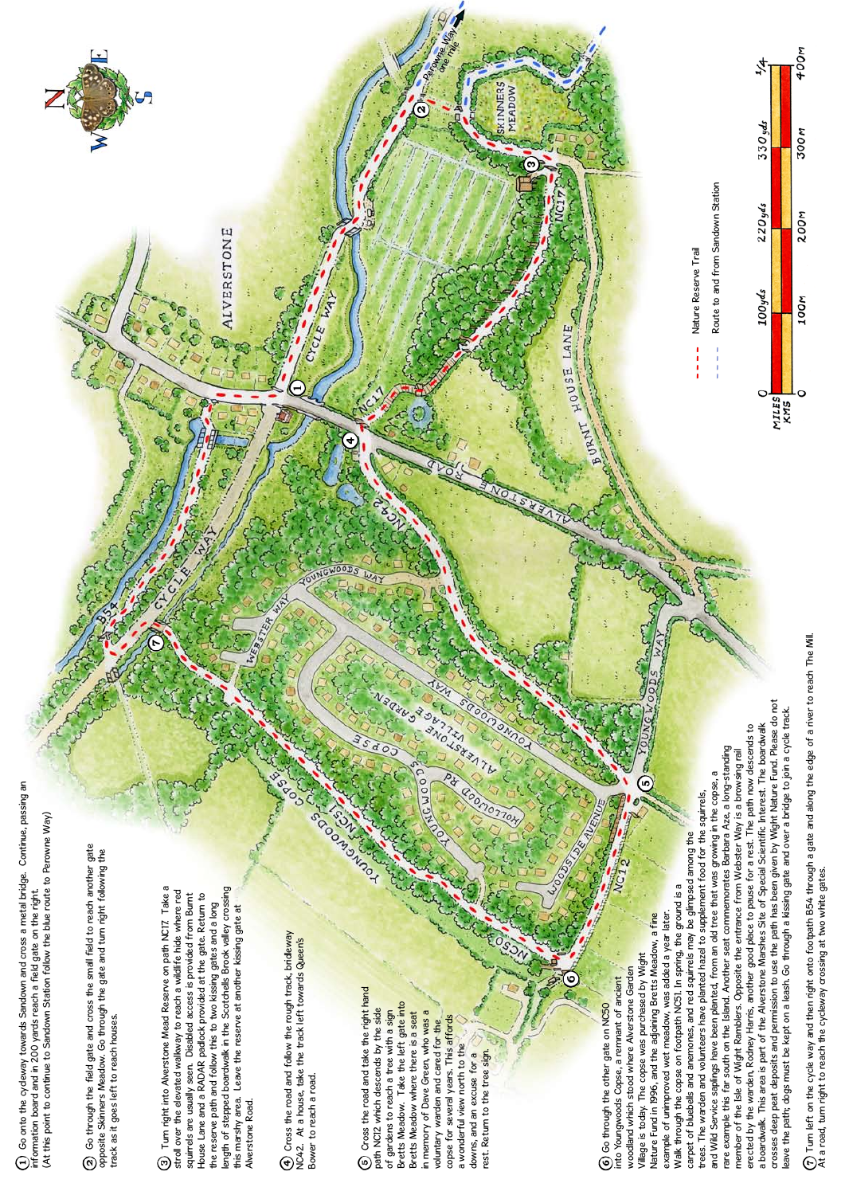① Go onto the cycleway towards Sandown and cross a metal bridge. Continue, passing an information board and in 200 yards reach a field gate on the right.
(At this point to continue to Sandown Station follow the blue route to Perowne Way)

② Go through the field gate and cross the small field to reach another gate opposite Skinners Meadow. Go through the gate and turn right following the track as it goes left to reach houses.

③ Turn right into Alverstone Mead Reserve on path NC17. Take a stroll over the elevated walkway to reach a wildlife hide where red squirrels are usually seen. Disabled access is provided from Burnt House Lane and a RADAR padlock provided at the gate. Return to the reserve path and follow this to two kissing gates and a long length of stepped boardwalk in the Scotchells Brook valley crossing this marshy area. Leave the reserve at another kissing gate at Alverstone Road.

④ Cross the road and follow the rough track, bridleway NC42. At a house, take the track left towards Queen's Bower to reach a road.

⑤ Cross the road and take the right hand path NC12 which descends by the side of gardens to reach a tree with a sign Bretts Meadow. Take the left gate into Bretts Meadow where there is a seat in memory of Dave Green, who was a voluntary warden and cared for the copse for several years. This affords a wonderful view north to the downs, and an excuse for a rest. Return to the tree sign.

⑥ Go through the other gate on NC50 into Youngwoods Copse, a remnant of ancient woodland which stood where Alverstone Garden Village is today. The copse was purchased by Wight Nature Fund in 1996, and the adjoining Bretts Meadow, a fine example of unimproved wet meadow, was added a year later.
Walk through the copse on footpath NC51. In spring, the ground is a carpet of bluebells and anemones, and red squirrels may be glimpsed among the trees. The warden and volunteers have planted hazel to supplement food for the squirrels, and Wild Service saplings have been planted, from an old tree that was growing in the copse, a rare example this far south on the Island. Another seat commemorates Barbara Aze, a long-standing member of the Isle of Wight Ramblers. Opposite the entrance from Webster Way is a browsing rail erected by the warden, Rodney Harris, another good place to pause for a rest. The path now descends to a boardwalk. This area is part of the Alverstone Marshes Site of Special Scientific Interest. The boardwalk crosses deep peat deposits and permission to use the path has been given by Wight Nature Fund. Please do not leave the path; dogs must be kept on a leash. Go through a kissing gate and over a bridge to join a cycle track.

⑦ Turn left on the cycle way and then right onto footpath B54 through a gate and along the edge of a river to reach The Mill. At a road, turn right to reach the cycleway crossing at two white gates.

ALVERSTONE
CYCLE WAY
NC17
SKINNERS MEADOW
Perowne Way one mile
BURNT HOUSE LANE
ALVERSTONE ROAD
NC42
YOUNGWOODS WAY
WEBSTER WAY
B54
CYCLE WAY
YOUNGWOODS COPSE
NC51
ALVERSTONE GARDEN VILLAGE
CORSE
YOUNGWOODS RD
HOLLOWOOD RD
WOODSIDE AVENUE
NC12
NC50
YOUNGWOODS WAY

Nature Reserve Trail
Route to and from Sandown Station

MILES 0 100yds 220yds 330yds 1/4
KMS 0 100m 200m 300m 400m